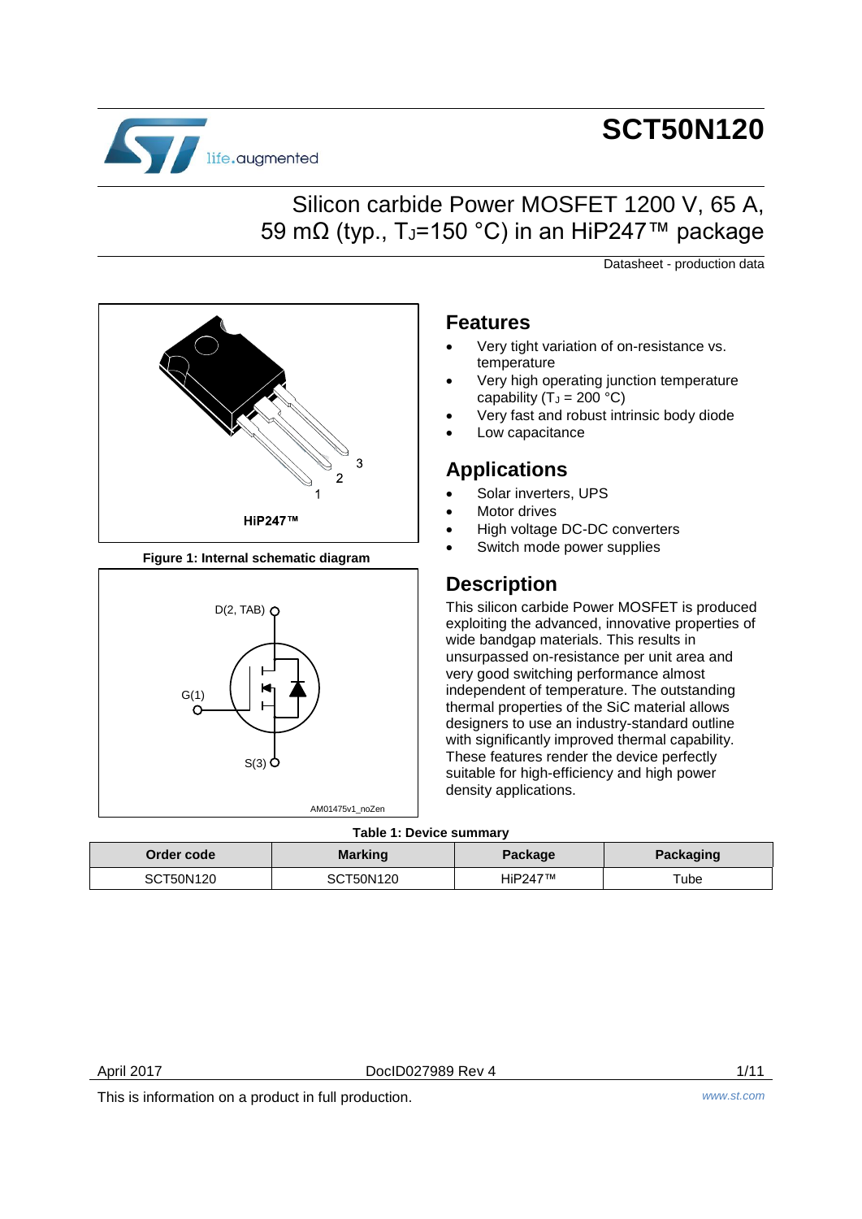# SCT50N120

## Silicon carbide Power MOSFET 1200 V, 65 A, 59 mΩ (typ., $T_J$=150 °C) in an HiP247™ package

Datasheet - production data

HiP247™

Figure 1: Internal schematic diagram

D(2, TAB)

G(1)

S(3)

AM01475v1_noZen

## Features

- Very tight variation of on-resistance vs. temperature
- Very high operating junction temperature capability ($T_J$ = 200 °C)
- Very fast and robust intrinsic body diode
- Low capacitance

## Applications

- Solar inverters, UPS
- Motor drives
- High voltage DC-DC converters
- Switch mode power supplies

## Description

This silicon carbide Power MOSFET is produced exploiting the advanced, innovative properties of wide bandgap materials. This results in unsurpassed on-resistance per unit area and very good switching performance almost independent of temperature. The outstanding thermal properties of the SiC material allows designers to use an industry-standard outline with significantly improved thermal capability. These features render the device perfectly suitable for high-efficiency and high power density applications.

Table 1: Device summary

| Order code | Marking | Package | Packaging |
|---|---|---|---|
| SCT50N120 | SCT50N120 | HiP247™ | Tube |

April 2017 DocID027989 Rev 4

This is information on a product in full production.

www.st.com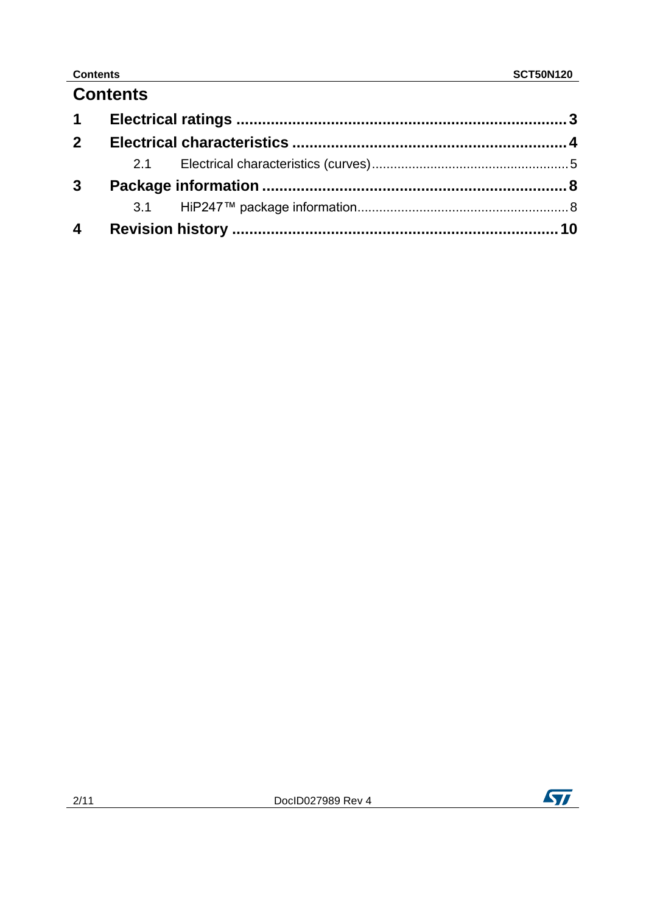# Contents

1 Electrical ratings ........................................................................ 3

2 Electrical characteristics ............................................................. 4

 2.1 Electrical characteristics (curves) ................................................ 5

3 Package information .................................................................... 8

 3.1 HiP247™ package information ..................................................... 8

4 Revision history ......................................................................... 10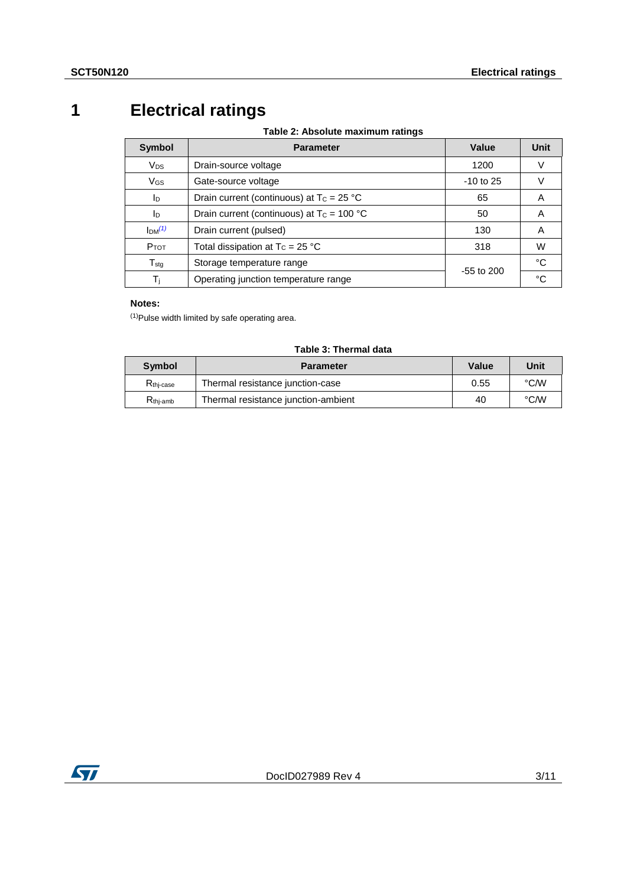# 1 Electrical ratings

**Table 2: Absolute maximum ratings**

| Symbol | Parameter | Value | Unit |
|---|---|---|---|
| $V_{DS}$ | Drain-source voltage | 1200 | V |
| $V_{GS}$ | Gate-source voltage | -10 to 25 | V |
| $I_D$ | Drain current (continuous) at $T_C$ = 25 °C | 65 | A |
| $I_D$ | Drain current (continuous) at $T_C$ = 100 °C | 50 | A |
| $I_{DM}$ (1) | Drain current (pulsed) | 130 | A |
| $P_{TOT}$ | Total dissipation at $T_C$ = 25 °C | 318 | W |
| $T_{stg}$ | Storage temperature range | -55 to 200 | °C |
| $T_j$ | Operating junction temperature range | | °C |

**Notes:**

(1) Pulse width limited by safe operating area.

**Table 3: Thermal data**

| Symbol | Parameter | Value | Unit |
|---|---|---|---|
| $R_{thj-case}$ | Thermal resistance junction-case | 0.55 | °C/W |
| $R_{thj-amb}$ | Thermal resistance junction-ambient | 40 | °C/W |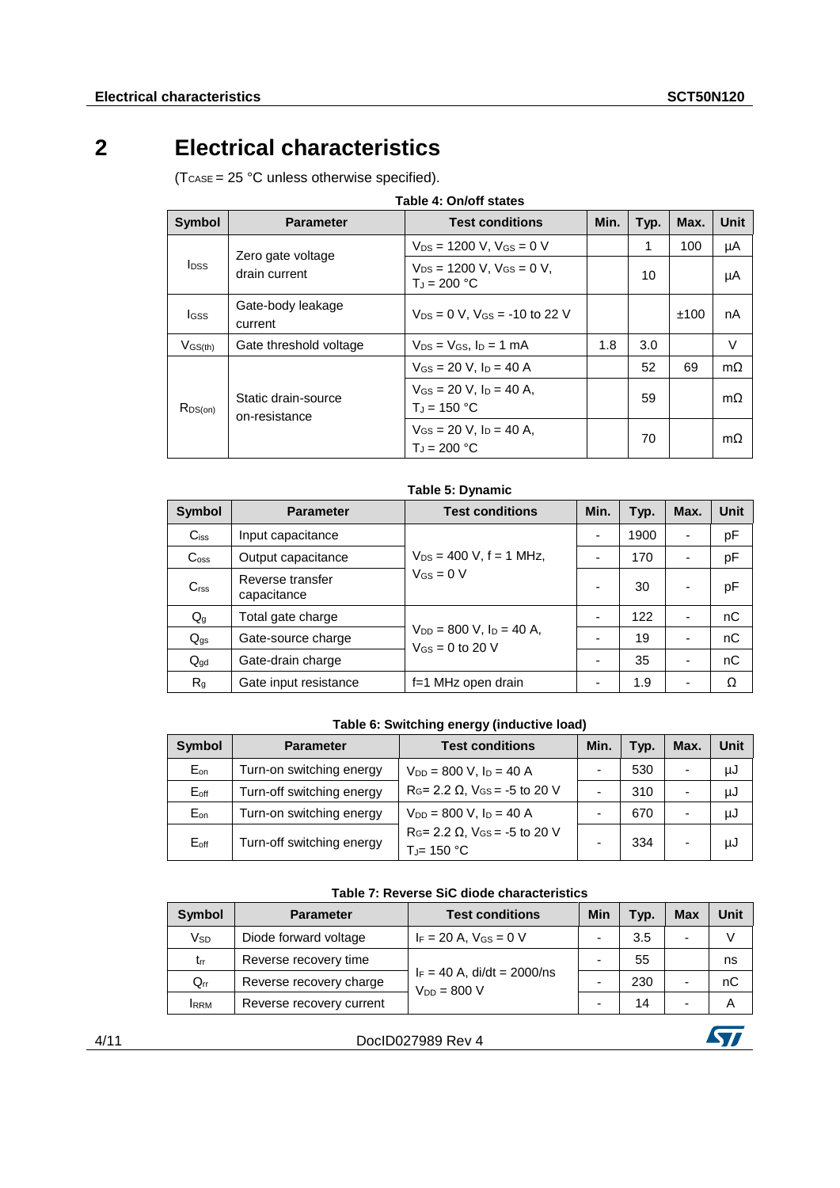# 2 Electrical characteristics

($T_{CASE}$ = 25 °C unless otherwise specified).

**Table 4: On/off states**

| Symbol | Parameter | Test conditions | Min. | Typ. | Max. | Unit |
|---|---|---|---|---|---|---|
| $I_{DSS}$ | Zero gate voltage drain current | $V_{DS}$ = 1200 V, $V_{GS}$ = 0 V | | 1 | 100 | µA |
| | | $V_{DS}$ = 1200 V, $V_{GS}$ = 0 V, $T_J$ = 200 °C | | 10 | | µA |
| $I_{GSS}$ | Gate-body leakage current | $V_{DS}$ = 0 V, $V_{GS}$ = -10 to 22 V | | | ±100 | nA |
| $V_{GS(th)}$ | Gate threshold voltage | $V_{DS}$ = $V_{GS}$, $I_D$ = 1 mA | 1.8 | 3.0 | | V |
| $R_{DS(on)}$ | Static drain-source on-resistance | $V_{GS}$ = 20 V, $I_D$ = 40 A | | 52 | 69 | mΩ |
| | | $V_{GS}$ = 20 V, $I_D$ = 40 A, $T_J$ = 150 °C | | 59 | | mΩ |
| | | $V_{GS}$ = 20 V, $I_D$ = 40 A, $T_J$ = 200 °C | | 70 | | mΩ |

**Table 5: Dynamic**

| Symbol | Parameter | Test conditions | Min. | Typ. | Max. | Unit |
|---|---|---|---|---|---|---|
| $C_{iss}$ | Input capacitance | $V_{DS}$ = 400 V, f = 1 MHz, $V_{GS}$ = 0 V | - | 1900 | - | pF |
| $C_{oss}$ | Output capacitance | | - | 170 | - | pF |
| $C_{rss}$ | Reverse transfer capacitance | | - | 30 | - | pF |
| $Q_g$ | Total gate charge | $V_{DD}$ = 800 V, $I_D$ = 40 A, $V_{GS}$ = 0 to 20 V | - | 122 | - | nC |
| $Q_{gs}$ | Gate-source charge | | - | 19 | - | nC |
| $Q_{gd}$ | Gate-drain charge | | - | 35 | - | nC |
| $R_g$ | Gate input resistance | f=1 MHz open drain | - | 1.9 | - | Ω |

**Table 6: Switching energy (inductive load)**

| Symbol | Parameter | Test conditions | Min. | Typ. | Max. | Unit |
|---|---|---|---|---|---|---|
| $E_{on}$ | Turn-on switching energy | $V_{DD}$ = 800 V, $I_D$ = 40 A $R_G$= 2.2 Ω, $V_{GS}$ = -5 to 20 V | - | 530 | - | µJ |
| $E_{off}$ | Turn-off switching energy | | - | 310 | - | µJ |
| $E_{on}$ | Turn-on switching energy | $V_{DD}$ = 800 V, $I_D$ = 40 A $R_G$= 2.2 Ω, $V_{GS}$ = -5 to 20 V $T_J$= 150 °C | - | 670 | - | µJ |
| $E_{off}$ | Turn-off switching energy | | - | 334 | - | µJ |

**Table 7: Reverse SiC diode characteristics**

| Symbol | Parameter | Test conditions | Min | Typ. | Max | Unit |
|---|---|---|---|---|---|---|
| $V_{SD}$ | Diode forward voltage | $I_F$ = 20 A, $V_{GS}$ = 0 V | - | 3.5 | - | V |
| $t_{rr}$ | Reverse recovery time | $I_F$ = 40 A, di/dt = 2000/ns $V_{DD}$ = 800 V | - | 55 | | ns |
| $Q_{rr}$ | Reverse recovery charge | | - | 230 | - | nC |
| $I_{RRM}$ | Reverse recovery current | | - | 14 | - | A |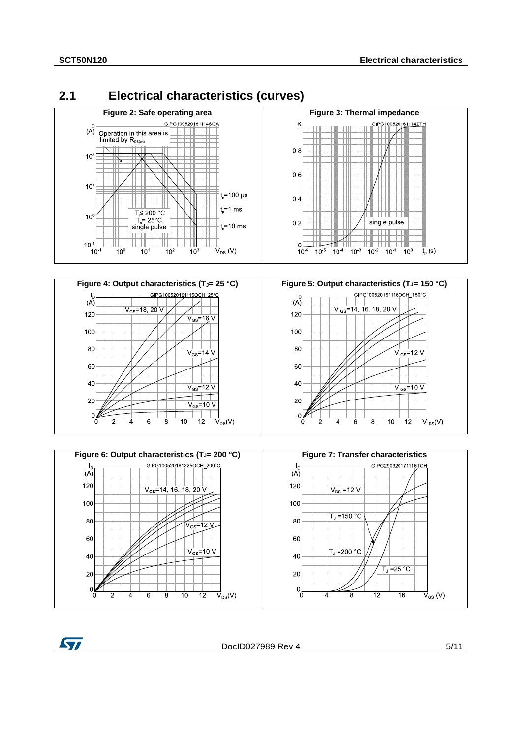## 2.1 Electrical characteristics (curves)

**Figure 2: Safe operating area**

$I_D$ (A)

Operation in this area is limited by $R_{DS(on)}$

$t_p$=100 µs

$t_p$=1 ms

$t_p$=10 ms

$T_J$≤ 200 °C
$T_c$= 25°C
single pulse

$V_{DS}$ (V)

**Figure 3: Thermal impedance**

K

single pulse

$t_p$ (s)

**Figure 4: Output characteristics ($T_J$= 25 °C)**

$I_D$ (A)

$V_{GS}$=18, 20 V

$V_{GS}$=16 V

$V_{GS}$=14 V

$V_{GS}$=12 V

$V_{GS}$=10 V

$V_{DS}$(V)

**Figure 5: Output characteristics ($T_J$= 150 °C)**

$I_D$ (A)

$V_{GS}$=14, 16, 18, 20 V

$V_{GS}$=12 V

$V_{GS}$=10 V

$V_{DS}$(V)

**Figure 6: Output characteristics ($T_J$= 200 °C)**

$I_D$ (A)

$V_{GS}$=14, 16, 18, 20 V

$V_{GS}$=12 V

$V_{GS}$=10 V

$V_{DS}$(V)

**Figure 7: Transfer characteristics**

$I_D$ (A)

$V_{DS}$ =12 V

$T_J$ =150 °C

$T_J$ =200 °C

$T_J$ =25 °C

$V_{GS}$ (V)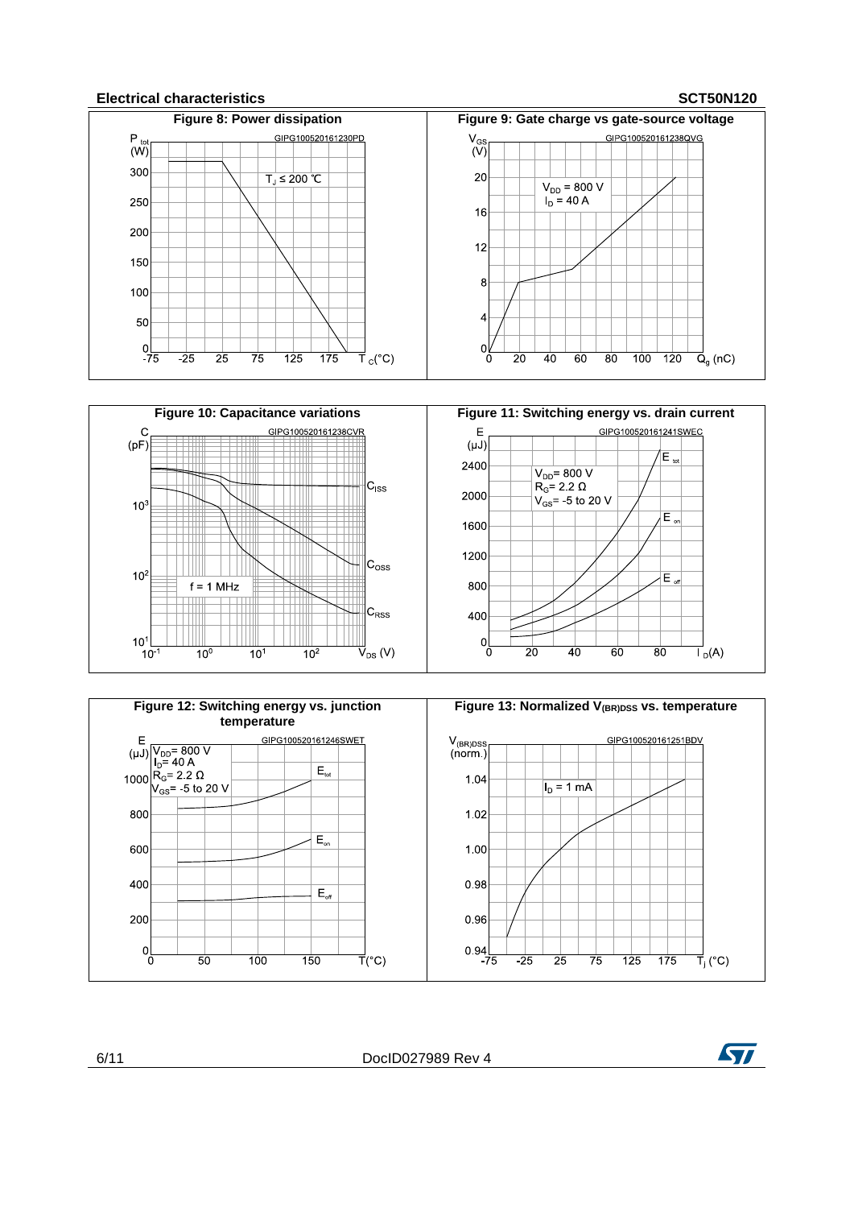## Electrical characteristics

**Figure 8: Power dissipation**

**Figure 9: Gate charge vs gate-source voltage**

**Figure 10: Capacitance variations**

**Figure 11: Switching energy vs. drain current**

**Figure 12: Switching energy vs. junction temperature**

**Figure 13: Normalized $V_{(BR)DSS}$ vs. temperature**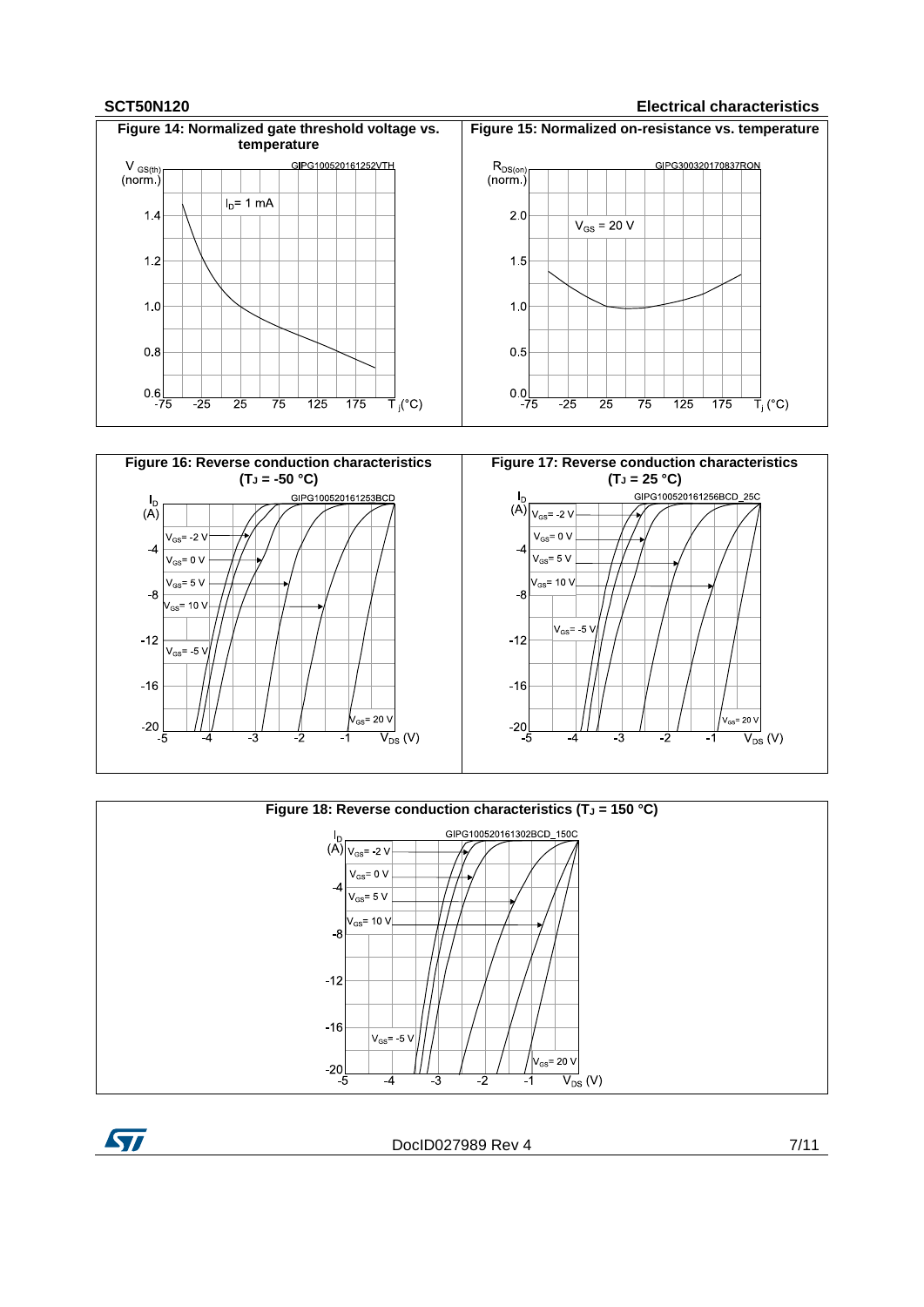**Figure 14: Normalized gate threshold voltage vs. temperature**

**Figure 15: Normalized on-resistance vs. temperature**

**Figure 16: Reverse conduction characteristics ($T_J$ = -50 °C)**

**Figure 17: Reverse conduction characteristics ($T_J$ = 25 °C)**

**Figure 18: Reverse conduction characteristics ($T_J$ = 150 °C)**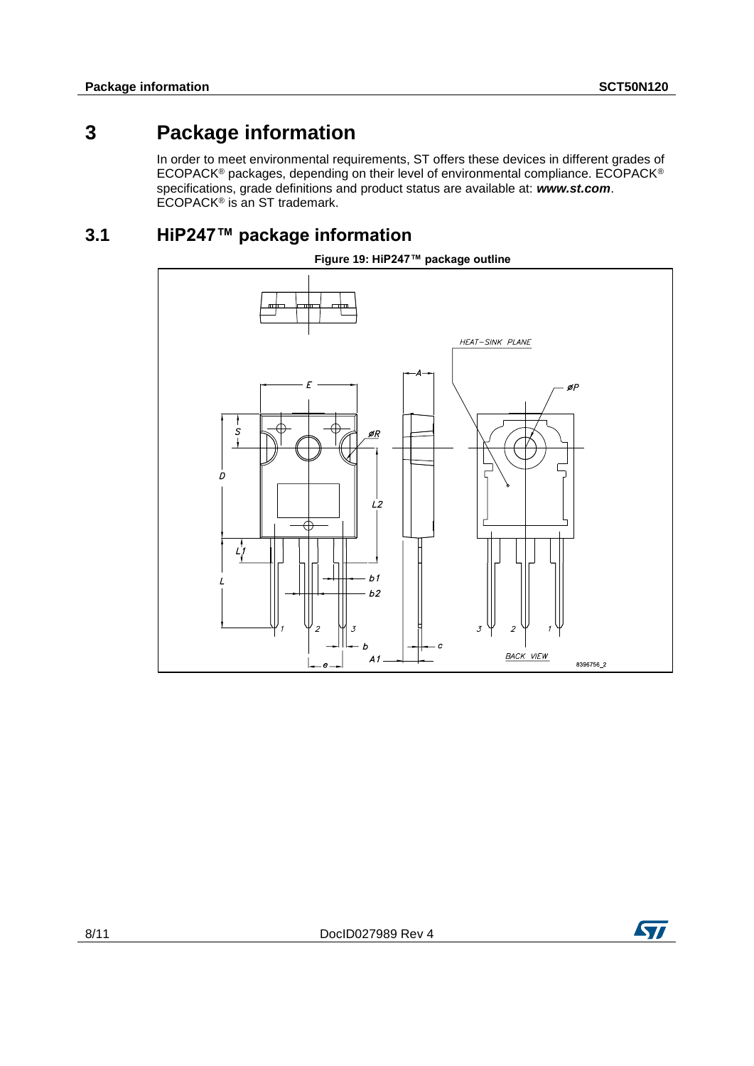# 3 Package information

In order to meet environmental requirements, ST offers these devices in different grades of ECOPACK® packages, depending on their level of environmental compliance. ECOPACK® specifications, grade definitions and product status are available at: ***www.st.com***. ECOPACK® is an ST trademark.

## 3.1 HiP247™ package information

**Figure 19: HiP247™ package outline**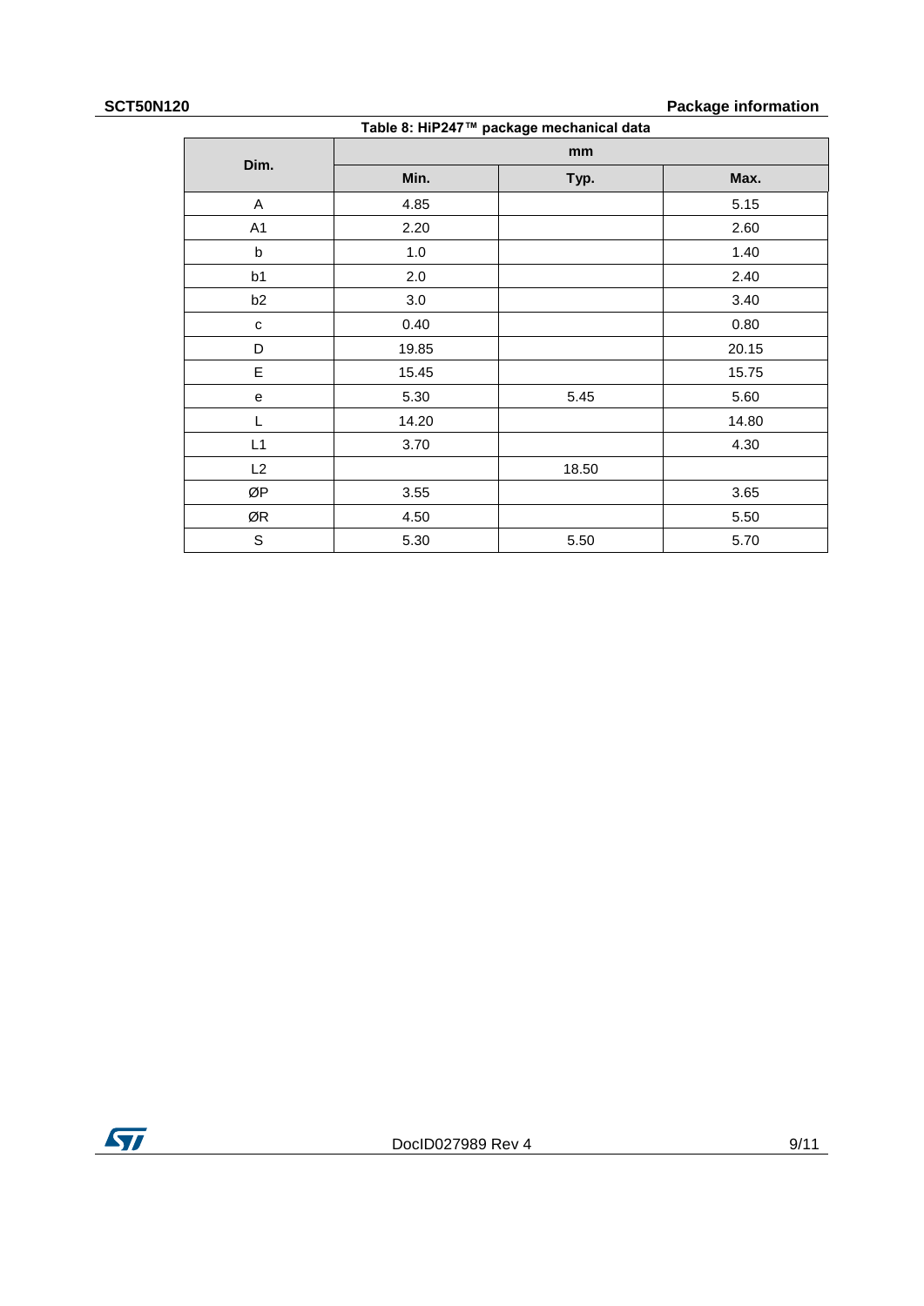Table 8: HiP247™ package mechanical data

| Dim. | mm | | |
|---|---|---|---|
| | Min. | Typ. | Max. |
| A | 4.85 | | 5.15 |
| A1 | 2.20 | | 2.60 |
| b | 1.0 | | 1.40 |
| b1 | 2.0 | | 2.40 |
| b2 | 3.0 | | 3.40 |
| c | 0.40 | | 0.80 |
| D | 19.85 | | 20.15 |
| E | 15.45 | | 15.75 |
| e | 5.30 | 5.45 | 5.60 |
| L | 14.20 | | 14.80 |
| L1 | 3.70 | | 4.30 |
| L2 | | 18.50 | |
| ØP | 3.55 | | 3.65 |
| ØR | 4.50 | | 5.50 |
| S | 5.30 | 5.50 | 5.70 |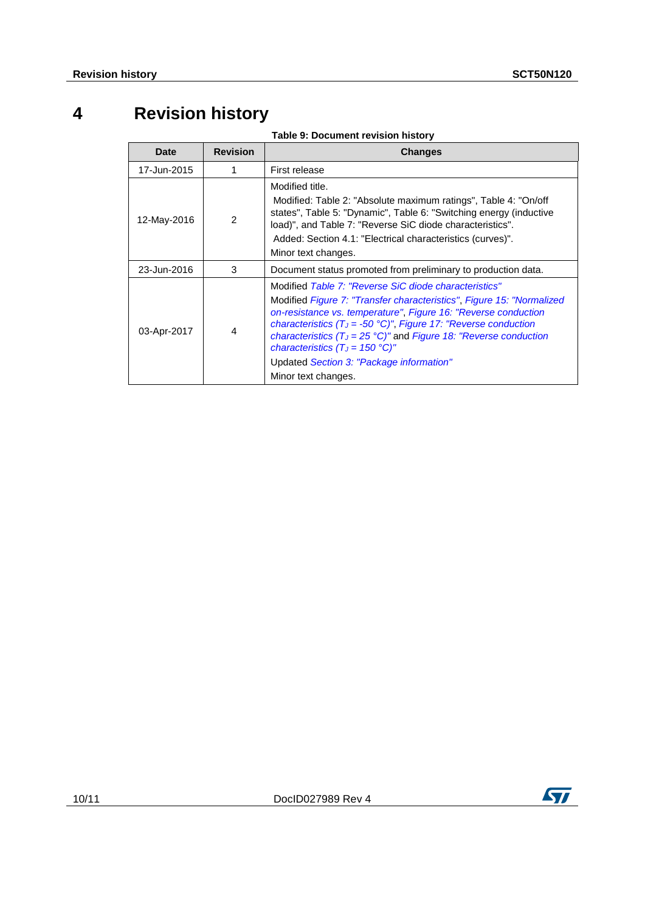# 4 Revision history

**Table 9: Document revision history**

| Date | Revision | Changes |
|---|---|---|
| 17-Jun-2015 | 1 | First release |
| 12-May-2016 | 2 | Modified title.<br>Modified: Table 2: "Absolute maximum ratings", Table 4: "On/off states", Table 5: "Dynamic", Table 6: "Switching energy (inductive load)", and Table 7: "Reverse SiC diode characteristics".<br>Added: Section 4.1: "Electrical characteristics (curves)".<br>Minor text changes. |
| 23-Jun-2016 | 3 | Document status promoted from preliminary to production data. |
| 03-Apr-2017 | 4 | Modified *Table 7: "Reverse SiC diode characteristics"*<br>Modified *Figure 7: "Transfer characteristics"*, *Figure 15: "Normalized on-resistance vs. temperature"*, *Figure 16: "Reverse conduction characteristics ($T_J$ = -50 °C)"*, *Figure 17: "Reverse conduction characteristics ($T_J$ = 25 °C)"* and *Figure 18: "Reverse conduction characteristics ($T_J$ = 150 °C)"*<br>Updated *Section 3: "Package information"*<br>Minor text changes. |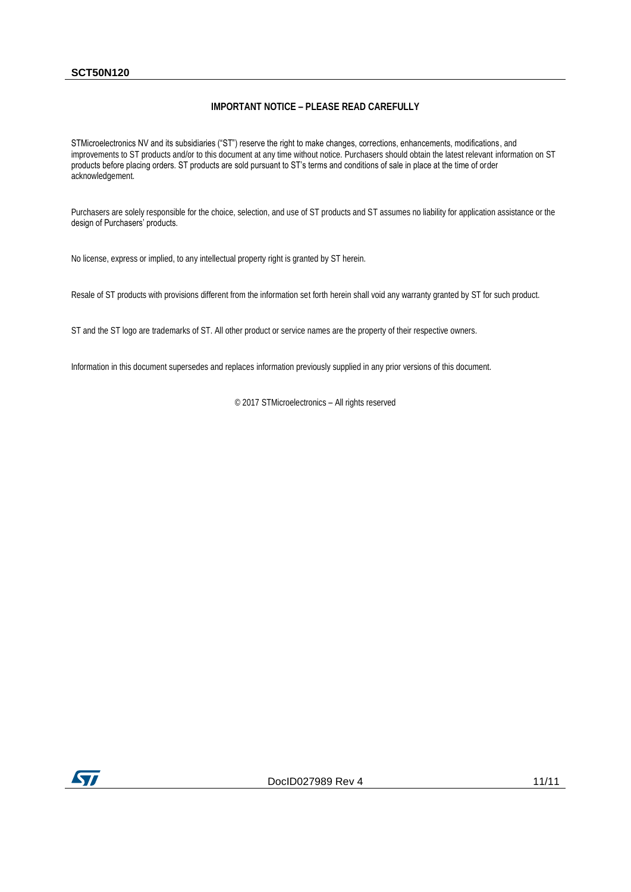**IMPORTANT NOTICE – PLEASE READ CAREFULLY**

STMicroelectronics NV and its subsidiaries ("ST") reserve the right to make changes, corrections, enhancements, modifications, and improvements to ST products and/or to this document at any time without notice. Purchasers should obtain the latest relevant information on ST products before placing orders. ST products are sold pursuant to ST's terms and conditions of sale in place at the time of order acknowledgement.

Purchasers are solely responsible for the choice, selection, and use of ST products and ST assumes no liability for application assistance or the design of Purchasers' products.

No license, express or implied, to any intellectual property right is granted by ST herein.

Resale of ST products with provisions different from the information set forth herein shall void any warranty granted by ST for such product.

ST and the ST logo are trademarks of ST. All other product or service names are the property of their respective owners.

Information in this document supersedes and replaces information previously supplied in any prior versions of this document.

© 2017 STMicroelectronics – All rights reserved